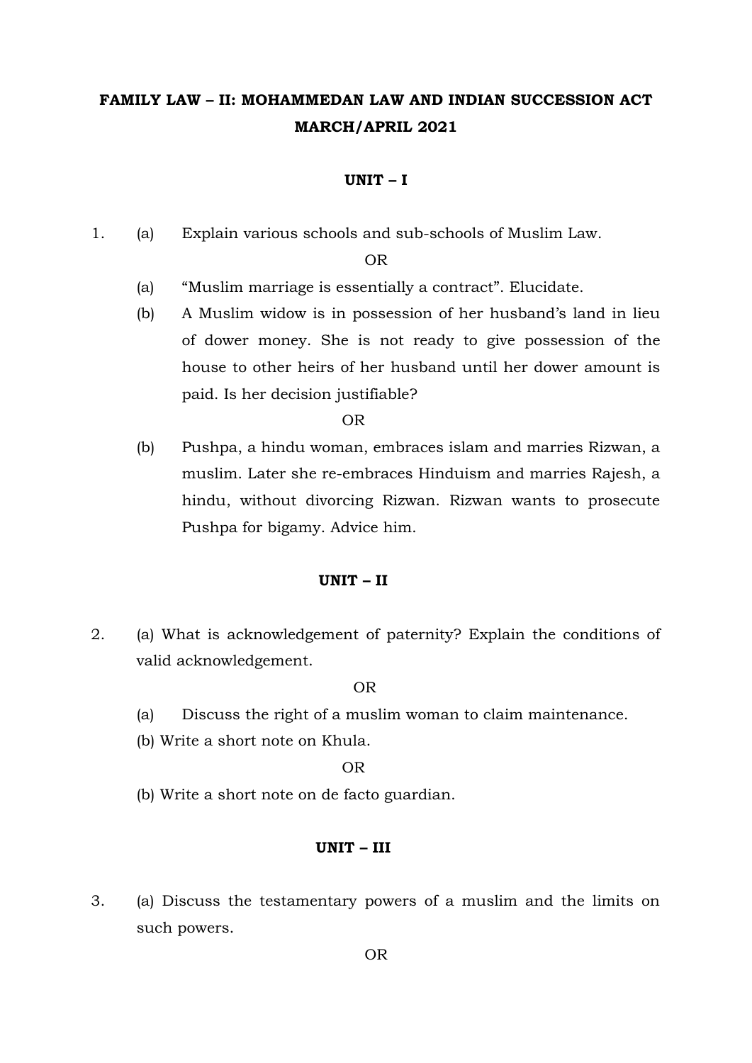# FAMILY LAW – II: MOHAMMEDAN LAW AND INDIAN SUCCESSION ACT
## MARCH/APRIL 2021

### UNIT – I

1. (a) Explain various schools and sub-schools of Muslim Law.

OR

(a) "Muslim marriage is essentially a contract". Elucidate.

(b) A Muslim widow is in possession of her husband's land in lieu of dower money. She is not ready to give possession of the house to other heirs of her husband until her dower amount is paid. Is her decision justifiable?

OR

(b) Pushpa, a hindu woman, embraces islam and marries Rizwan, a muslim. Later she re-embraces Hinduism and marries Rajesh, a hindu, without divorcing Rizwan. Rizwan wants to prosecute Pushpa for bigamy. Advice him.

### UNIT – II

2. (a) What is acknowledgement of paternity? Explain the conditions of valid acknowledgement.

OR

(a) Discuss the right of a muslim woman to claim maintenance.

(b) Write a short note on Khula.

OR

(b) Write a short note on de facto guardian.

### UNIT – III

3. (a) Discuss the testamentary powers of a muslim and the limits on such powers.

OR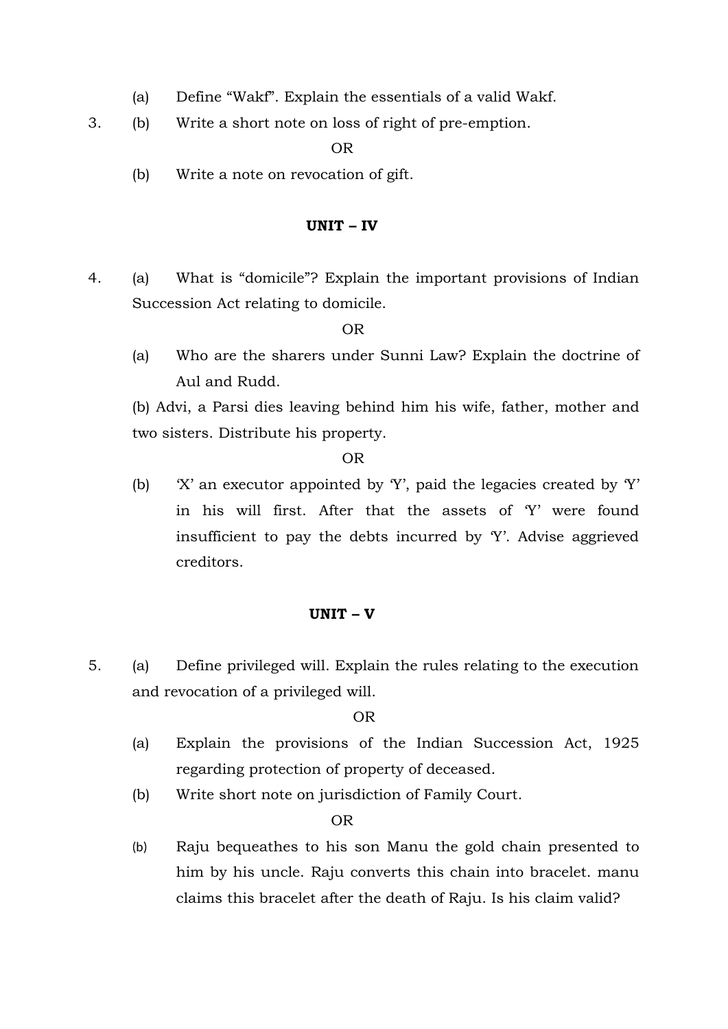(a) Define "Wakf". Explain the essentials of a valid Wakf.

3. (b) Write a short note on loss of right of pre-emption.

OR

(b) Write a note on revocation of gift.

## UNIT – IV

4. (a) What is "domicile"? Explain the important provisions of Indian Succession Act relating to domicile.

OR

(a) Who are the sharers under Sunni Law? Explain the doctrine of Aul and Rudd.

(b) Advi, a Parsi dies leaving behind him his wife, father, mother and two sisters. Distribute his property.

OR

(b) 'X' an executor appointed by 'Y', paid the legacies created by 'Y' in his will first. After that the assets of 'Y' were found insufficient to pay the debts incurred by 'Y'. Advise aggrieved creditors.

## UNIT – V

5. (a) Define privileged will. Explain the rules relating to the execution and revocation of a privileged will.

OR

(a) Explain the provisions of the Indian Succession Act, 1925 regarding protection of property of deceased.

(b) Write short note on jurisdiction of Family Court.

OR

(b) Raju bequeathes to his son Manu the gold chain presented to him by his uncle. Raju converts this chain into bracelet. manu claims this bracelet after the death of Raju. Is his claim valid?